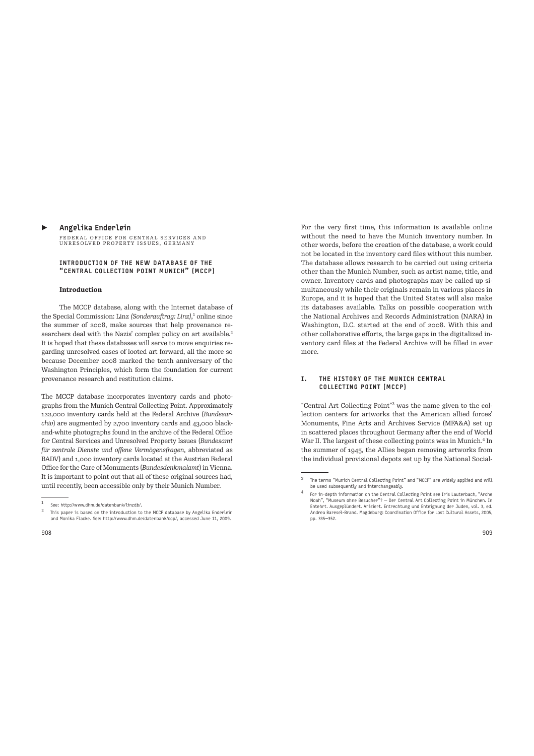## Angelika Enderlein

FEDERAL OFFICE FOR CENTRAL SERVICES AND UNRESOLVED PROPERTY ISSUES, GERMANY

# INTRODUCTION OF THE NEW DATABASE OF THE "CENTRAL COLLECTION POINT MUNICH" (MCCP)

### Introduction

The MCCP database, along with the Internet database of the Special Commission: Linz *(Sonderauftrag: Linz)*,[1] online since the summer of 2008, make sources that help provenance researchers deal with the Nazis' complex policy on art available.[2] It is hoped that these databases will serve to move enquiries regarding unresolved cases of looted art forward, all the more so because December 2008 marked the tenth anniversary of the Washington Principles, which form the foundation for current provenance research and restitution claims.

The MCCP database incorporates inventory cards and photographs from the Munich Central Collecting Point. Approximately 122,000 inventory cards held at the Federal Archive (*Bundesarchiv*) are augmented by 2,700 inventory cards and 43,000 black-and-white photographs found in the archive of the Federal Office for Central Services and Unresolved Property Issues (*Bundesamt für zentrale Dienste und offene Vermögensfragen*, abbreviated as BADV) and 1,000 inventory cards located at the Austrian Federal Office for the Care of Monuments (*Bundesdenkmalamt*) in Vienna. It is important to point out that all of these original sources had, until recently, been accessible only by their Munich Number.

For the very first time, this information is available online without the need to have the Munich inventory number. In other words, before the creation of the database, a work could not be located in the inventory card files without this number. The database allows research to be carried out using criteria other than the Munich Number, such as artist name, title, and owner. Inventory cards and photographs may be called up simultaneously while their originals remain in various places in Europe, and it is hoped that the United States will also make its databases available. Talks on possible cooperation with the National Archives and Records Administration (NARA) in Washington, D.C. started at the end of 2008. With this and other collaborative efforts, the large gaps in the digitalized inventory card files at the Federal Archive will be filled in ever more.

## I. THE HISTORY OF THE MUNICH CENTRAL COLLECTING POINT (MCCP)

"Central Art Collecting Point"[3] was the name given to the collection centers for artworks that the American allied forces' Monuments, Fine Arts and Archives Service (MFA&A) set up in scattered places throughout Germany after the end of World War II. The largest of these collecting points was in Munich.[4] In the summer of 1945, the Allies began removing artworks from the individual provisional depots set up by the National Social-

---

[1] See: http://www.dhm.de/datenbank/linzdb/.

[2] This paper is based on the introduction to the MCCP database by Angelika Enderlein and Monika Flacke. See: http://www.dhm.de/datenbank/ccp/, accessed June 11, 2009.

[3] The terms "Munich Central Collecting Point" and "MCCP" are widely applied and will be used subsequently and interchangeably.

[4] For in-depth information on the Central Collecting Point see Iris Lauterbach, "Arche Noah", "Museum ohne Besucher"? — Der Central Art Collecting Point in München. In Entehrt. Ausgeplündert. Arisiert. Entrechtung und Enteignung der Juden, vol. 3, ed. Andrea Baresel-Brand. Magdeburg: Coordination Office for Lost Cultural Assets, 2005, pp. 335–352.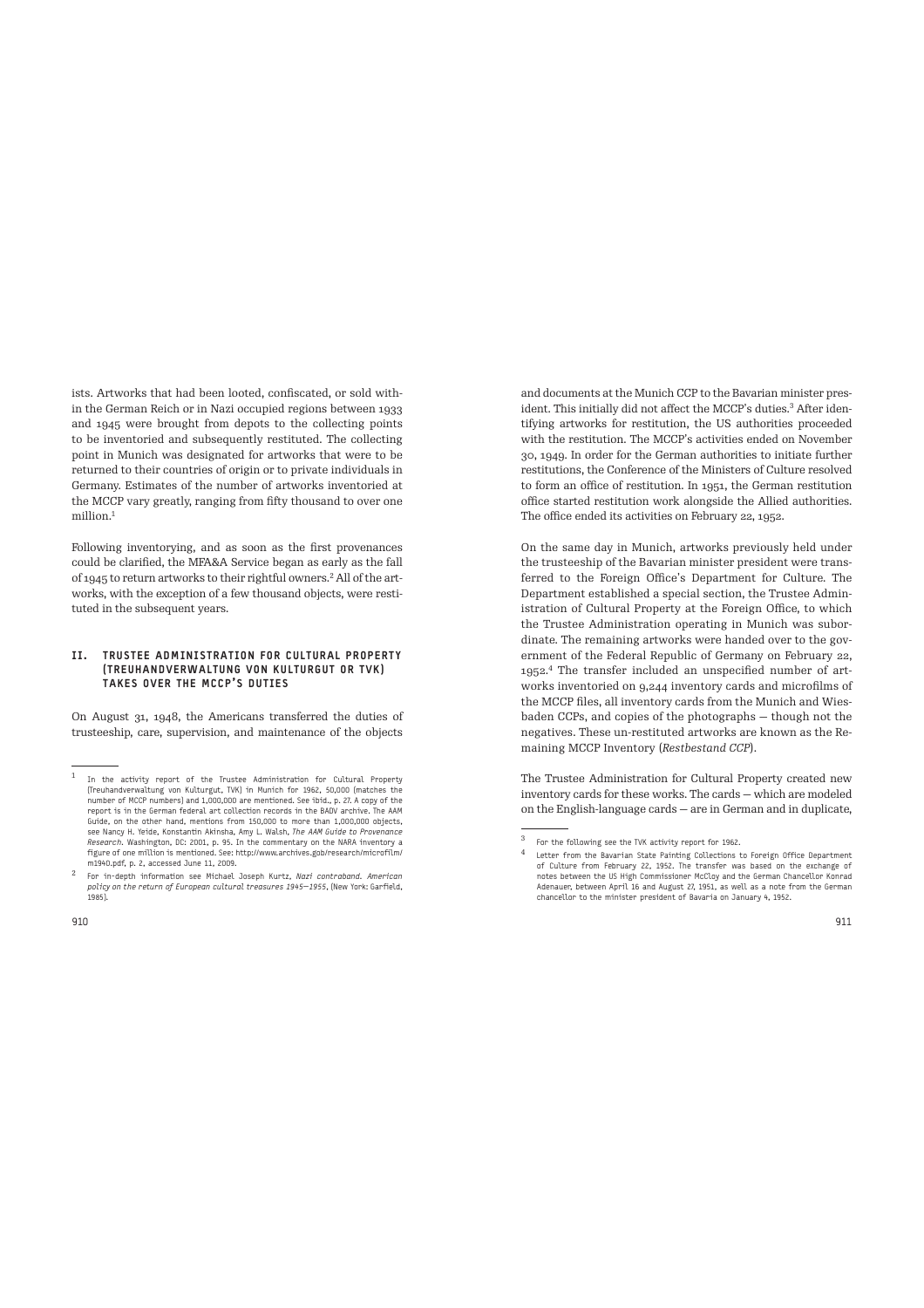ists. Artworks that had been looted, confiscated, or sold within the German Reich or in Nazi occupied regions between 1933 and 1945 were brought from depots to the collecting points to be inventoried and subsequently restituted. The collecting point in Munich was designated for artworks that were to be returned to their countries of origin or to private individuals in Germany. Estimates of the number of artworks inventoried at the MCCP vary greatly, ranging from fifty thousand to over one million.[1]

Following inventorying, and as soon as the first provenances could be clarified, the MFA&A Service began as early as the fall of 1945 to return artworks to their rightful owners.[2] All of the artworks, with the exception of a few thousand objects, were restituted in the subsequent years.

## II. Trustee Administration for Cultural Property (Treuhandverwaltung von Kulturgut or TVK) Takes Over the MCCP's Duties

On August 31, 1948, the Americans transferred the duties of trusteeship, care, supervision, and maintenance of the objects and documents at the Munich CCP to the Bavarian minister president. This initially did not affect the MCCP's duties.[3] After identifying artworks for restitution, the US authorities proceeded with the restitution. The MCCP's activities ended on November 30, 1949. In order for the German authorities to initiate further restitutions, the Conference of the Ministers of Culture resolved to form an office of restitution. In 1951, the German restitution office started restitution work alongside the Allied authorities. The office ended its activities on February 22, 1952.

On the same day in Munich, artworks previously held under the trusteeship of the Bavarian minister president were transferred to the Foreign Office's Department for Culture. The Department established a special section, the Trustee Administration of Cultural Property at the Foreign Office, to which the Trustee Administration operating in Munich was subordinate. The remaining artworks were handed over to the government of the Federal Republic of Germany on February 22, 1952.[4] The transfer included an unspecified number of artworks inventoried on 9,244 inventory cards and microfilms of the MCCP files, all inventory cards from the Munich and Wiesbaden CCPs, and copies of the photographs — though not the negatives. These un-restituted artworks are known as the Remaining MCCP Inventory (*Restbestand CCP*).

The Trustee Administration for Cultural Property created new inventory cards for these works. The cards — which are modeled on the English-language cards — are in German and in duplicate,

---

1 In the activity report of the Trustee Administration for Cultural Property (Treuhandverwaltung von Kulturgut, TVK) in Munich for 1962, 50,000 (matches the number of MCCP numbers) and 1,000,000 are mentioned. See ibid., p. 27. A copy of the report is in the German federal art collection records in the BADV archive. The AAM Guide, on the other hand, mentions from 150,000 to more than 1,000,000 objects, see Nancy H. Yeide, Konstantin Akinsha, Amy L. Walsh, *The AAM Guide to Provenance Research*. Washington, DC: 2001, p. 95. In the commentary on the NARA inventory a figure of one million is mentioned. See: http://www.archives.gob/research/microfilm/m1940.pdf, p. 2, accessed June 11, 2009.

2 For in-depth information see Michael Joseph Kurtz, *Nazi contraband. American policy on the return of European cultural treasures 1945—1955*, (New York: Garfield, 1985).

3 For the following see the TVK activity report for 1962.

4 Letter from the Bavarian State Painting Collections to Foreign Office Department of Culture from February 22, 1952. The transfer was based on the exchange of notes between the US High Commissioner McCloy and the German Chancellor Konrad Adenauer, between April 16 and August 27, 1951, as well as a note from the German chancellor to the minister president of Bavaria on January 4, 1952.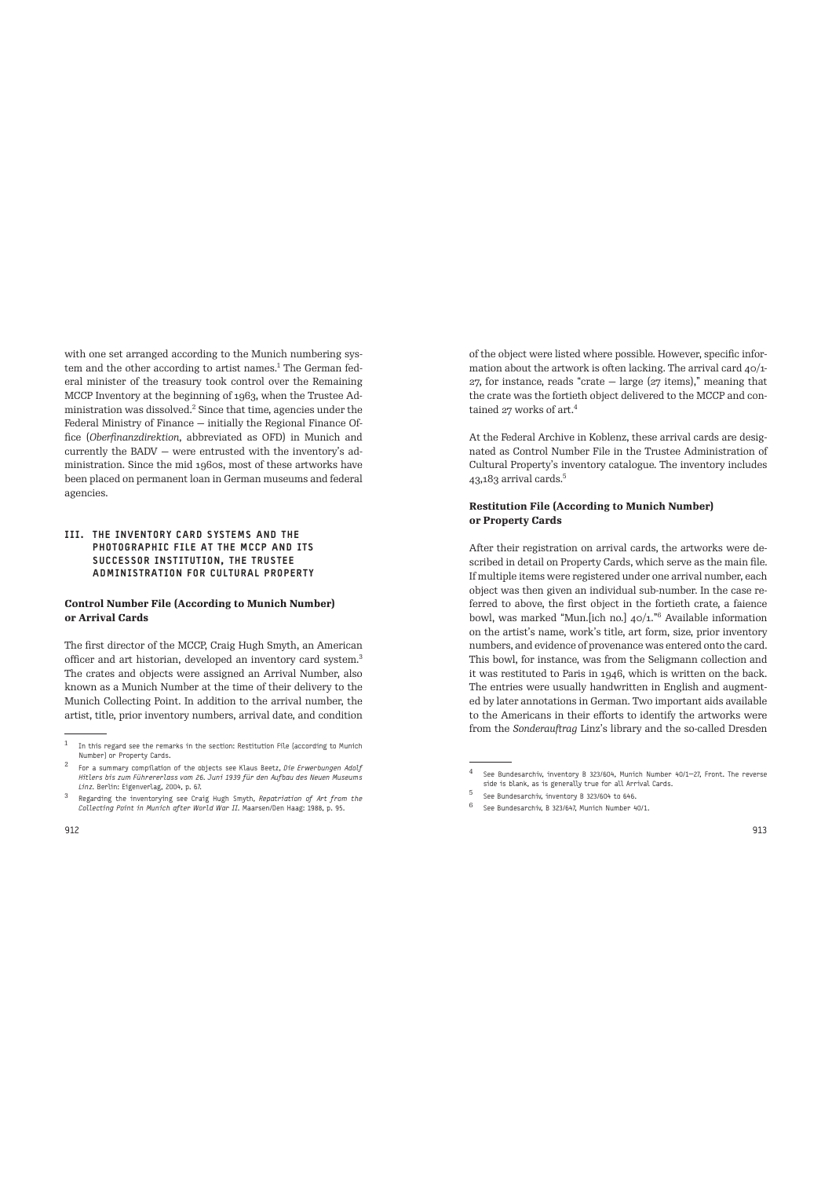with one set arranged according to the Munich numbering system and the other according to artist names.[1] The German federal minister of the treasury took control over the Remaining MCCP Inventory at the beginning of 1963, when the Trustee Administration was dissolved.[2] Since that time, agencies under the Federal Ministry of Finance — initially the Regional Finance Office (*Oberfinanzdirektion*, abbreviated as OFD) in Munich and currently the BADV — were entrusted with the inventory's administration. Since the mid 1960s, most of these artworks have been placed on permanent loan in German museums and federal agencies.

## III. THE INVENTORY CARD SYSTEMS AND THE PHOTOGRAPHIC FILE AT THE MCCP AND ITS SUCCESSOR INSTITUTION, THE TRUSTEE ADMINISTRATION FOR CULTURAL PROPERTY

### Control Number File (According to Munich Number) or Arrival Cards

The first director of the MCCP, Craig Hugh Smyth, an American officer and art historian, developed an inventory card system.[3] The crates and objects were assigned an Arrival Number, also known as a Munich Number at the time of their delivery to the Munich Collecting Point. In addition to the arrival number, the artist, title, prior inventory numbers, arrival date, and condition of the object were listed where possible. However, specific information about the artwork is often lacking. The arrival card 40/1-27, for instance, reads "crate — large (27 items)," meaning that the crate was the fortieth object delivered to the MCCP and contained 27 works of art.[4]

At the Federal Archive in Koblenz, these arrival cards are designated as Control Number File in the Trustee Administration of Cultural Property's inventory catalogue. The inventory includes 43,183 arrival cards.[5]

### Restitution File (According to Munich Number) or Property Cards

After their registration on arrival cards, the artworks were described in detail on Property Cards, which serve as the main file. If multiple items were registered under one arrival number, each object was then given an individual sub-number. In the case referred to above, the first object in the fortieth crate, a faience bowl, was marked "Mun.[ich no.] 40/1."[6] Available information on the artist's name, work's title, art form, size, prior inventory numbers, and evidence of provenance was entered onto the card. This bowl, for instance, was from the Seligmann collection and it was restituted to Paris in 1946, which is written on the back. The entries were usually handwritten in English and augmented by later annotations in German. Two important aids available to the Americans in their efforts to identify the artworks were from the *Sonderauftrag* Linz's library and the so-called Dresden

---

1 In this regard see the remarks in the section: Restitution File (according to Munich Number) or Property Cards.

2 For a summary compilation of the objects see Klaus Beetz, *Die Erwerbungen Adolf Hitlers bis zum Führererlass vom 26. Juni 1939 für den Aufbau des Neuen Museums Linz*. Berlin: Eigenverlag, 2004, p. 67.

3 Regarding the inventorying see Craig Hugh Smyth, *Repatriation of Art from the Collecting Point in Munich after World War II*. Maarsen/Den Haag: 1988, p. 95.

4 See Bundesarchiv, inventory B 323/604, Munich Number 40/1—27, Front. The reverse side is blank, as is generally true for all Arrival Cards.

5 See Bundesarchiv, inventory B 323/604 to 646.

6 See Bundesarchiv, B 323/647, Munich Number 40/1.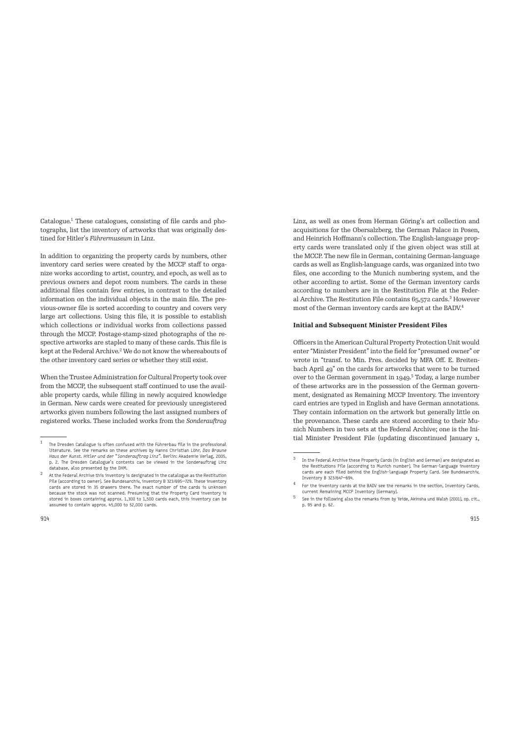Catalogue.[1] These catalogues, consisting of file cards and photographs, list the inventory of artworks that was originally destined for Hitler's *Führermuseum* in Linz.

In addition to organizing the property cards by numbers, other inventory card series were created by the MCCP staff to organize works according to artist, country, and epoch, as well as to previous owners and depot room numbers. The cards in these additional files contain few entries, in contrast to the detailed information on the individual objects in the main file. The previous-owner file is sorted according to country and covers very large art collections. Using this file, it is possible to establish which collections or individual works from collections passed through the MCCP. Postage-stamp-sized photographs of the respective artworks are stapled to many of these cards. This file is kept at the Federal Archive.[2] We do not know the whereabouts of the other inventory card series or whether they still exist.

When the Trustee Administration for Cultural Property took over from the MCCP, the subsequent staff continued to use the available property cards, while filling in newly acquired knowledge in German. New cards were created for previously unregistered artworks given numbers following the last assigned numbers of registered works. These included works from the *Sonderauftrag* Linz, as well as ones from Herman Göring's art collection and acquisitions for the Obersalzberg, the German Palace in Posen, and Heinrich Hoffmann's collection. The English-language property cards were translated only if the given object was still at the MCCP. The new file in German, containing German-language cards as well as English-language cards, was organized into two files, one according to the Munich numbering system, and the other according to artist. Some of the German inventory cards according to numbers are in the Restitution File at the Federal Archive. The Restitution File contains 65,572 cards.[3] However most of the German inventory cards are kept at the BADV.[4]

### Initial and Subsequent Minister President Files

Officers in the American Cultural Property Protection Unit would enter "Minister President" into the field for "presumed owner" or wrote in "transf. to Min. Pres. decided by MFA Off. E. Breitenbach April 49" on the cards for artworks that were to be turned over to the German government in 1949.[5] Today, a large number of these artworks are in the possession of the German government, designated as Remaining MCCP Inventory. The inventory card entries are typed in English and have German annotations. They contain information on the artwork but generally little on the provenance. These cards are stored according to their Munich Numbers in two sets at the Federal Archive; one is the Initial Minister President File (updating discontinued January 1,

---

[1] The Dresden Catalogue is often confused with the Führerbau file in the professional literature. See the remarks on these archives by Hanns Christian Löhr, *Das Braune Haus der Kunst. Hitler und der "Sonderauftrag Linz"*. Berlin: Akademie Verlag, 2005, p. 2. The Dresden Catalogue's contents can be viewed in the Sonderauftrag Linz database, also presented by the DHM.

[2] At the Federal Archive this inventory is designated in the catalogue as the Restitution File (according to owner). See Bundesarchiv, inventory B 323/695–729. These inventory cards are stored in 35 drawers there. The exact number of the cards is unknown because the stock was not scanned. Presuming that the Property Card inventory is stored in boxes containing approx. 1,300 to 1,500 cards each, this inventory can be assumed to contain approx. 45,000 to 52,000 cards.

[3] In the Federal Archive these Property Cards (in English and German) are designated as the Restitutions File (according to Munich number). The German-language inventory cards are each filed behind the English-language Property Card. See Bundesarchiv, Inventory B 323/647–694.

[4] For the inventory cards at the BADV see the remarks in the section, Inventory Cards, current Remaining MCCP Inventory (Germany).

[5] See in the following also the remarks from by Yeide, Akinsha und Walsh (2001), op. cit., p. 95 and p. 62.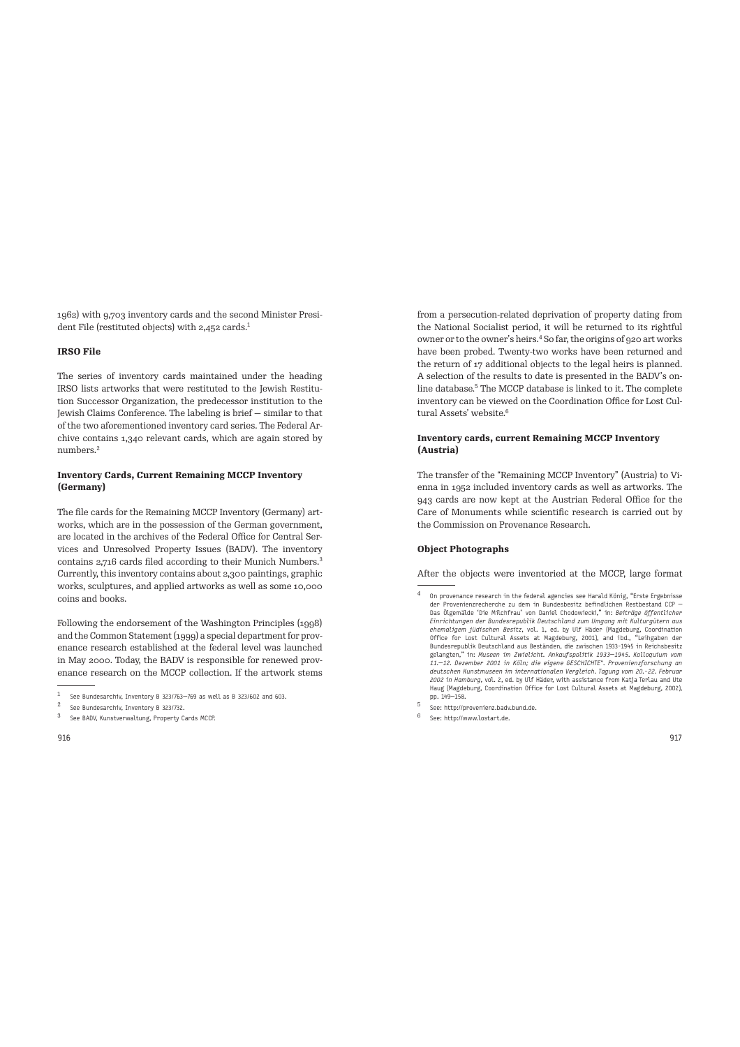1962) with 9,703 inventory cards and the second Minister President File (restituted objects) with 2,452 cards.[1]

**IRSO File**

The series of inventory cards maintained under the heading IRSO lists artworks that were restituted to the Jewish Restitution Successor Organization, the predecessor institution to the Jewish Claims Conference. The labeling is brief — similar to that of the two aforementioned inventory card series. The Federal Archive contains 1,340 relevant cards, which are again stored by numbers.[2]

**Inventory Cards, Current Remaining MCCP Inventory (Germany)**

The file cards for the Remaining MCCP Inventory (Germany) artworks, which are in the possession of the German government, are located in the archives of the Federal Office for Central Services and Unresolved Property Issues (BADV). The inventory contains 2,716 cards filed according to their Munich Numbers.[3] Currently, this inventory contains about 2,300 paintings, graphic works, sculptures, and applied artworks as well as some 10,000 coins and books.

Following the endorsement of the Washington Principles (1998) and the Common Statement (1999) a special department for provenance research established at the federal level was launched in May 2000. Today, the BADV is responsible for renewed provenance research on the MCCP collection. If the artwork stems from a persecution-related deprivation of property dating from the National Socialist period, it will be returned to its rightful owner or to the owner's heirs.[4] So far, the origins of 920 art works have been probed. Twenty-two works have been returned and the return of 17 additional objects to the legal heirs is planned. A selection of the results to date is presented in the BADV's online database.[5] The MCCP database is linked to it. The complete inventory can be viewed on the Coordination Office for Lost Cultural Assets' website.[6]

**Inventory cards, current Remaining MCCP Inventory (Austria)**

The transfer of the "Remaining MCCP Inventory" (Austria) to Vienna in 1952 included inventory cards as well as artworks. The 943 cards are now kept at the Austrian Federal Office for the Care of Monuments while scientific research is carried out by the Commission on Provenance Research.

**Object Photographs**

After the objects were inventoried at the MCCP, large format

---

[1] See Bundesarchiv, Inventory B 323/763—769 as well as B 323/602 and 603.

[2] See Bundesarchiv, Inventory B 323/732.

[3] See BADV, Kunstverwaltung, Property Cards MCCP.

[4] On provenance research in the federal agencies see Harald König, "Erste Ergebnisse der Provenienzrecherche zu dem in Bundesbesitz befindlichen Restbestand CCP — Das Ölgemälde 'Die Milchfrau' von Daniel Chodowiecki," in: *Beiträge öffentlicher Einrichtungen der Bundesrepublik Deutschland zum Umgang mit Kulturgütern aus ehemaligem jüdischen Besitz*, vol. 1, ed. by Ulf Häder (Magdeburg, Coordination Office for Lost Cultural Assets at Magdeburg, 2001), and ibd., "Leihgaben der Bundesrepublik Deutschland aus Beständen, die zwischen 1933-1945 in Reichsbesitz gelangten," in: *Museen im Zwielicht. Ankaufspolitik 1933—1945. Kolloquium vom 11.—12. Dezember 2001 in Köln; die eigene GESCHICHTE". Provenienzforschung an deutschen Kunstmuseen im internationalen Vergleich. Tagung vom 20.-22. Februar 2002 in Hamburg*, vol. 2, ed. by Ulf Häder, with assistance from Katja Terlau and Ute Haug (Magdeburg, Coordination Office for Lost Cultural Assets at Magdeburg, 2002), pp. 149—158.

[5] See: http://provenienz.badv.bund.de.

[6] See: http://www.lostart.de.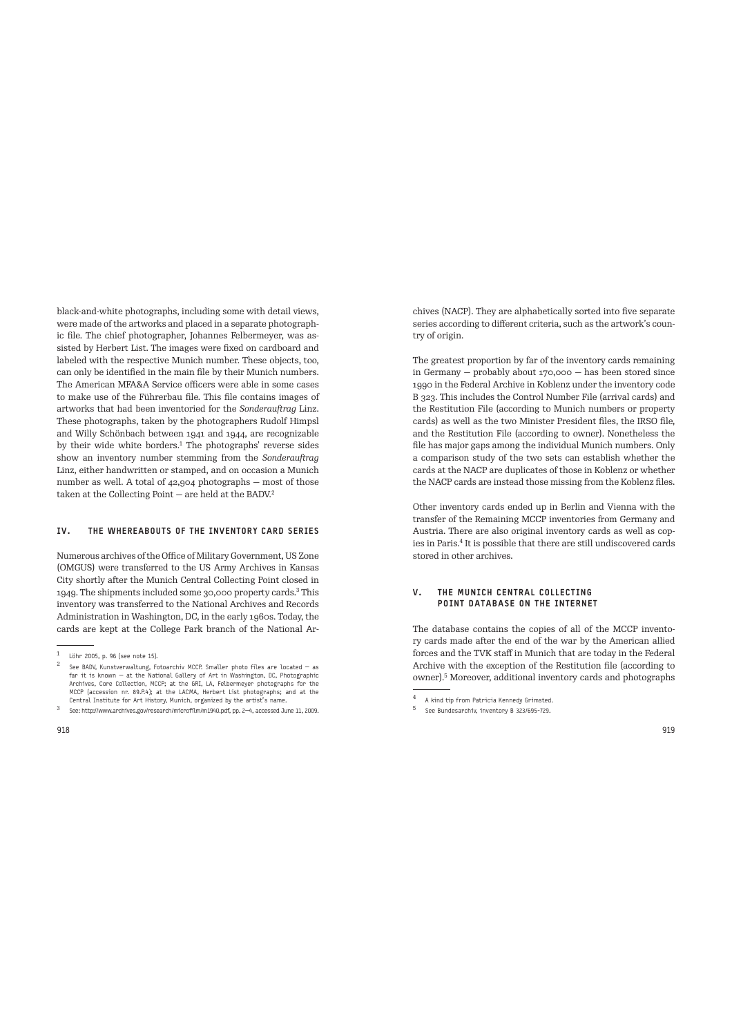black-and-white photographs, including some with detail views, were made of the artworks and placed in a separate photographic file. The chief photographer, Johannes Felbermeyer, was assisted by Herbert List. The images were fixed on cardboard and labeled with the respective Munich number. These objects, too, can only be identified in the main file by their Munich numbers. The American MFA&A Service officers were able in some cases to make use of the Führerbau file. This file contains images of artworks that had been inventoried for the *Sonderauftrag* Linz. These photographs, taken by the photographers Rudolf Himpsl and Willy Schönbach between 1941 and 1944, are recognizable by their wide white borders.[1] The photographs' reverse sides show an inventory number stemming from the *Sonderauftrag* Linz, either handwritten or stamped, and on occasion a Munich number as well. A total of 42,904 photographs — most of those taken at the Collecting Point — are held at the BADV.[2]

## IV. THE WHEREABOUTS OF THE INVENTORY CARD SERIES

Numerous archives of the Office of Military Government, US Zone (OMGUS) were transferred to the US Army Archives in Kansas City shortly after the Munich Central Collecting Point closed in 1949. The shipments included some 30,000 property cards.[3] This inventory was transferred to the National Archives and Records Administration in Washington, DC, in the early 1960s. Today, the cards are kept at the College Park branch of the National Archives (NACP). They are alphabetically sorted into five separate series according to different criteria, such as the artwork's country of origin.

The greatest proportion by far of the inventory cards remaining in Germany — probably about 170,000 — has been stored since 1990 in the Federal Archive in Koblenz under the inventory code B 323. This includes the Control Number File (arrival cards) and the Restitution File (according to Munich numbers or property cards) as well as the two Minister President files, the IRSO file, and the Restitution File (according to owner). Nonetheless the file has major gaps among the individual Munich numbers. Only a comparison study of the two sets can establish whether the cards at the NACP are duplicates of those in Koblenz or whether the NACP cards are instead those missing from the Koblenz files.

Other inventory cards ended up in Berlin and Vienna with the transfer of the Remaining MCCP inventories from Germany and Austria. There are also original inventory cards as well as copies in Paris.[4] It is possible that there are still undiscovered cards stored in other archives.

## V. THE MUNICH CENTRAL COLLECTING POINT DATABASE ON THE INTERNET

The database contains the copies of all of the MCCP inventory cards made after the end of the war by the American allied forces and the TVK staff in Munich that are today in the Federal Archive with the exception of the Restitution file (according to owner).[5] Moreover, additional inventory cards and photographs

---

[1] Löhr 2005, p. 96 (see note 15).

[2] See BADV, Kunstverwaltung, Fotoarchiv MCCP. Smaller photo files are located — as far it is known — at the National Gallery of Art in Washington, DC, Photographic Archives, Core Collection, MCCP; at the GRI, LA, Felbermeyer photographs for the MCCP (accession nr. 89.P.4); at the LACMA, Herbert List photographs; and at the Central Institute for Art History, Munich, organized by the artist's name.

[3] See: http://www.archives.gov/research/microfilm/m1940.pdf, pp. 2–4, accessed June 11, 2009.

[4] A kind tip from Patricia Kennedy Grimsted.

[5] See Bundesarchiv, inventory B 323/695-729.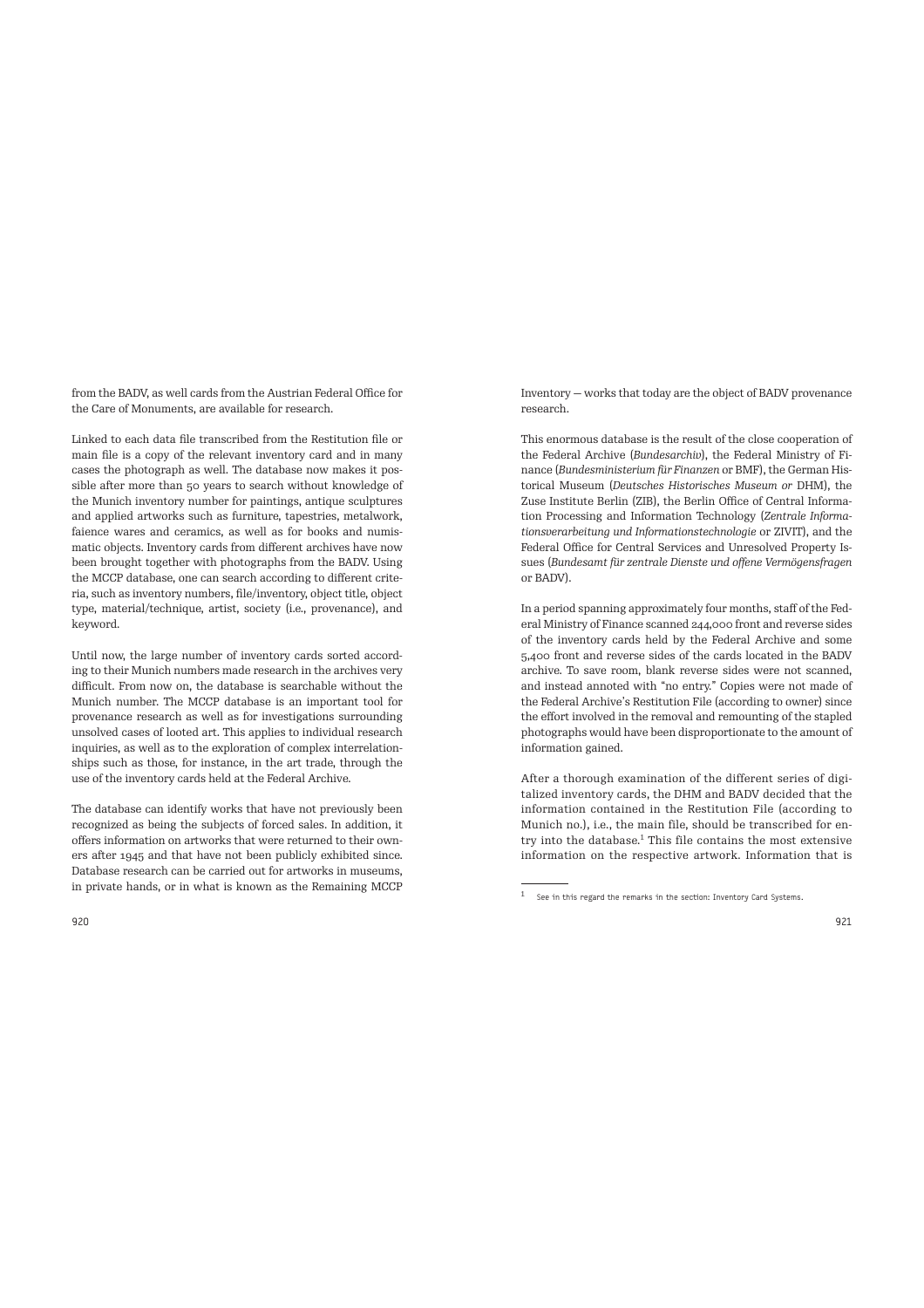from the BADV, as well cards from the Austrian Federal Office for the Care of Monuments, are available for research.

Linked to each data file transcribed from the Restitution file or main file is a copy of the relevant inventory card and in many cases the photograph as well. The database now makes it possible after more than 50 years to search without knowledge of the Munich inventory number for paintings, antique sculptures and applied artworks such as furniture, tapestries, metalwork, faience wares and ceramics, as well as for books and numismatic objects. Inventory cards from different archives have now been brought together with photographs from the BADV. Using the MCCP database, one can search according to different criteria, such as inventory numbers, file/inventory, object title, object type, material/technique, artist, society (i.e., provenance), and keyword.

Until now, the large number of inventory cards sorted according to their Munich numbers made research in the archives very difficult. From now on, the database is searchable without the Munich number. The MCCP database is an important tool for provenance research as well as for investigations surrounding unsolved cases of looted art. This applies to individual research inquiries, as well as to the exploration of complex interrelationships such as those, for instance, in the art trade, through the use of the inventory cards held at the Federal Archive.

The database can identify works that have not previously been recognized as being the subjects of forced sales. In addition, it offers information on artworks that were returned to their owners after 1945 and that have not been publicly exhibited since. Database research can be carried out for artworks in museums, in private hands, or in what is known as the Remaining MCCP Inventory — works that today are the object of BADV provenance research.

This enormous database is the result of the close cooperation of the Federal Archive (*Bundesarchiv*), the Federal Ministry of Finance (*Bundesministerium für Finanzen* or BMF), the German Historical Museum (*Deutsches Historisches Museum or* DHM), the Zuse Institute Berlin (ZIB), the Berlin Office of Central Information Processing and Information Technology (*Zentrale Informationsverarbeitung und Informationstechnologie* or ZIVIT), and the Federal Office for Central Services and Unresolved Property Issues (*Bundesamt für zentrale Dienste und offene Vermögensfragen* or BADV).

In a period spanning approximately four months, staff of the Federal Ministry of Finance scanned 244,000 front and reverse sides of the inventory cards held by the Federal Archive and some 5,400 front and reverse sides of the cards located in the BADV archive. To save room, blank reverse sides were not scanned, and instead annoted with "no entry." Copies were not made of the Federal Archive's Restitution File (according to owner) since the effort involved in the removal and remounting of the stapled photographs would have been disproportionate to the amount of information gained.

After a thorough examination of the different series of digitalized inventory cards, the DHM and BADV decided that the information contained in the Restitution File (according to Munich no.), i.e., the main file, should be transcribed for entry into the database.[1] This file contains the most extensive information on the respective artwork. Information that is

[1] See in this regard the remarks in the section: Inventory Card Systems.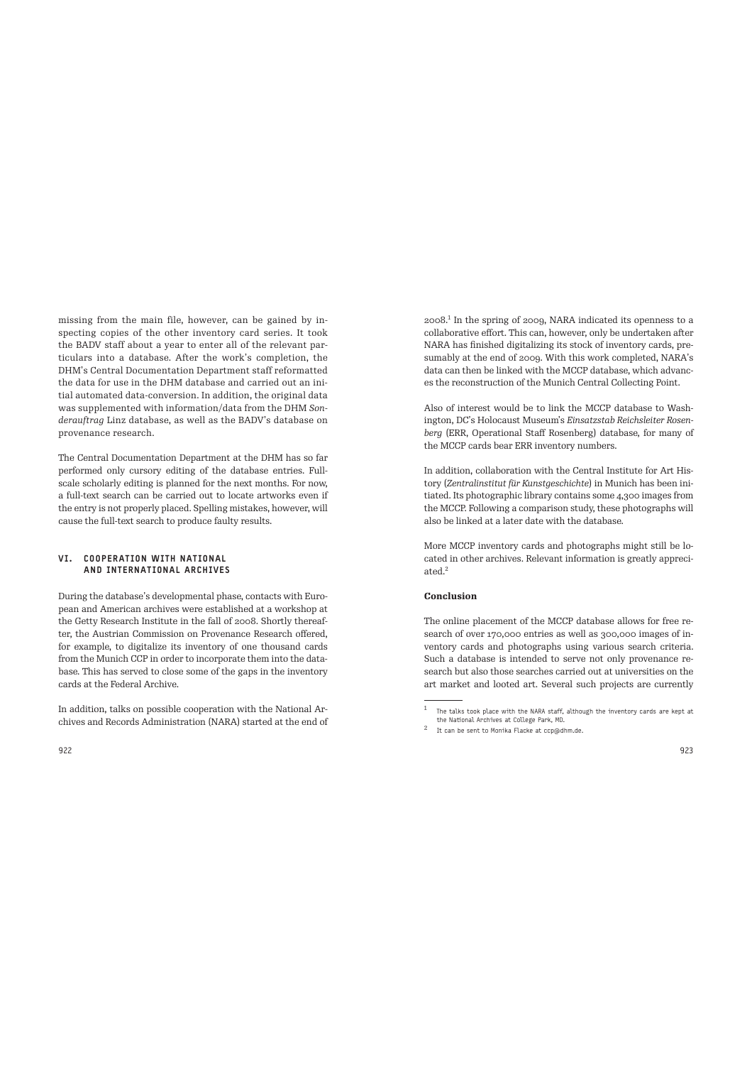missing from the main file, however, can be gained by inspecting copies of the other inventory card series. It took the BADV staff about a year to enter all of the relevant particulars into a database. After the work's completion, the DHM's Central Documentation Department staff reformatted the data for use in the DHM database and carried out an initial automated data-conversion. In addition, the original data was supplemented with information/data from the DHM *Sonderauftrag* Linz database, as well as the BADV's database on provenance research.

The Central Documentation Department at the DHM has so far performed only cursory editing of the database entries. Full-scale scholarly editing is planned for the next months. For now, a full-text search can be carried out to locate artworks even if the entry is not properly placed. Spelling mistakes, however, will cause the full-text search to produce faulty results.

## VI. Cooperation with National and International Archives

During the database's developmental phase, contacts with European and American archives were established at a workshop at the Getty Research Institute in the fall of 2008. Shortly thereafter, the Austrian Commission on Provenance Research offered, for example, to digitalize its inventory of one thousand cards from the Munich CCP in order to incorporate them into the database. This has served to close some of the gaps in the inventory cards at the Federal Archive.

In addition, talks on possible cooperation with the National Archives and Records Administration (NARA) started at the end of 2008.[1] In the spring of 2009, NARA indicated its openness to a collaborative effort. This can, however, only be undertaken after NARA has finished digitalizing its stock of inventory cards, presumably at the end of 2009. With this work completed, NARA's data can then be linked with the MCCP database, which advances the reconstruction of the Munich Central Collecting Point.

Also of interest would be to link the MCCP database to Washington, DC's Holocaust Museum's *Einsatzstab Reichsleiter Rosenberg* (ERR, Operational Staff Rosenberg) database, for many of the MCCP cards bear ERR inventory numbers.

In addition, collaboration with the Central Institute for Art History (*Zentralinstitut für Kunstgeschichte*) in Munich has been initiated. Its photographic library contains some 4,300 images from the MCCP. Following a comparison study, these photographs will also be linked at a later date with the database.

More MCCP inventory cards and photographs might still be located in other archives. Relevant information is greatly appreciated.[2]

### Conclusion

The online placement of the MCCP database allows for free research of over 170,000 entries as well as 300,000 images of inventory cards and photographs using various search criteria. Such a database is intended to serve not only provenance research but also those searches carried out at universities on the art market and looted art. Several such projects are currently

---

[1] The talks took place with the NARA staff, although the inventory cards are kept at the National Archives at College Park, MD.

[2] It can be sent to Monika Flacke at ccp@dhm.de.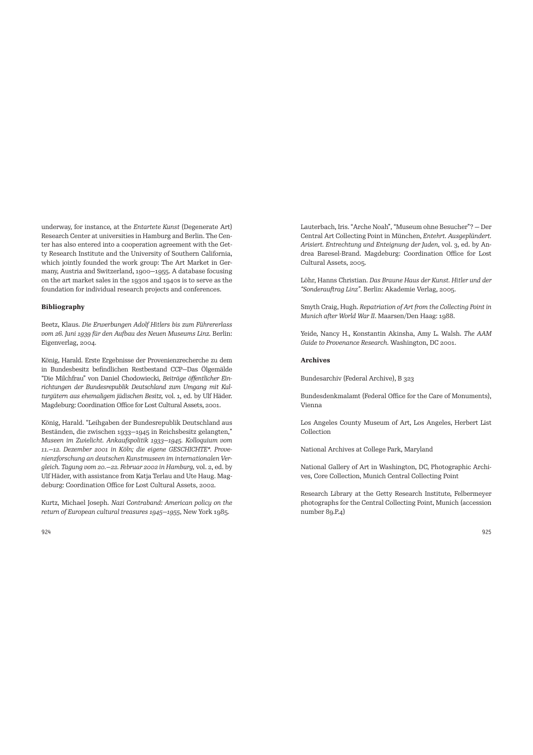underway, for instance, at the *Entartete Kunst* (Degenerate Art) Research Center at universities in Hamburg and Berlin. The Center has also entered into a cooperation agreement with the Getty Research Institute and the University of Southern California, which jointly founded the work group: The Art Market in Germany, Austria and Switzerland, 1900–1955. A database focusing on the art market sales in the 1930s and 1940s is to serve as the foundation for individual research projects and conferences.

**Bibliography**

Beetz, Klaus. *Die Erwerbungen Adolf Hitlers bis zum Führererlass vom 26. Juni 1939 für den Aufbau des Neuen Museums Linz.* Berlin: Eigenverlag, 2004.

König, Harald. Erste Ergebnisse der Provenienzrecherche zu dem in Bundesbesitz befindlichen Restbestand CCP—Das Ölgemälde "Die Milchfrau" von Daniel Chodowiecki, *Beiträge öffentlicher Einrichtungen der Bundesrepublik Deutschland zum Umgang mit Kulturgütern aus ehemaligem jüdischen Besitz,* vol. 1, ed. by Ulf Häder. Magdeburg: Coordination Office for Lost Cultural Assets, 2001.

König, Harald. "Leihgaben der Bundesrepublik Deutschland aus Beständen, die zwischen 1933–1945 in Reichsbesitz gelangten," *Museen im Zwielicht. Ankaufspolitik 1933–1945. Kolloquium vom 11.–12. Dezember 2001 in Köln; die eigene GESCHICHTE\*. Provenienzforschung an deutschen Kunstmuseen im internationalen Vergleich. Tagung vom 20.–22. Februar 2002 in Hamburg,* vol. 2, ed. by Ulf Häder, with assistance from Katja Terlau and Ute Haug. Magdeburg: Coordination Office for Lost Cultural Assets, 2002.

Kurtz, Michael Joseph. *Nazi Contraband: American policy on the return of European cultural treasures 1945–1955*, New York 1985.

Lauterbach, Iris. "Arche Noah", "Museum ohne Besucher"? — Der Central Art Collecting Point in München, *Entehrt. Ausgeplündert. Arisiert. Entrechtung und Enteignung der Juden*, vol. 3, ed. by Andrea Baresel-Brand. Magdeburg: Coordination Office for Lost Cultural Assets, 2005.

Löhr, Hanns Christian. *Das Braune Haus der Kunst. Hitler und der "Sonderauftrag Linz"*. Berlin: Akademie Verlag, 2005.

Smyth Craig, Hugh. *Repatriation of Art from the Collecting Point in Munich after World War II.* Maarsen/Den Haag: 1988.

Yeide, Nancy H., Konstantin Akinsha, Amy L. Walsh. *The AAM Guide to Provenance Research.* Washington, DC 2001.

**Archives**

Bundesarchiv (Federal Archive), B 323

Bundesdenkmalamt (Federal Office for the Care of Monuments), Vienna

Los Angeles County Museum of Art, Los Angeles, Herbert List Collection

National Archives at College Park, Maryland

National Gallery of Art in Washington, DC, Photographic Archives, Core Collection, Munich Central Collecting Point

Research Library at the Getty Research Institute, Felbermeyer photographs for the Central Collecting Point, Munich (accession number 89.P.4)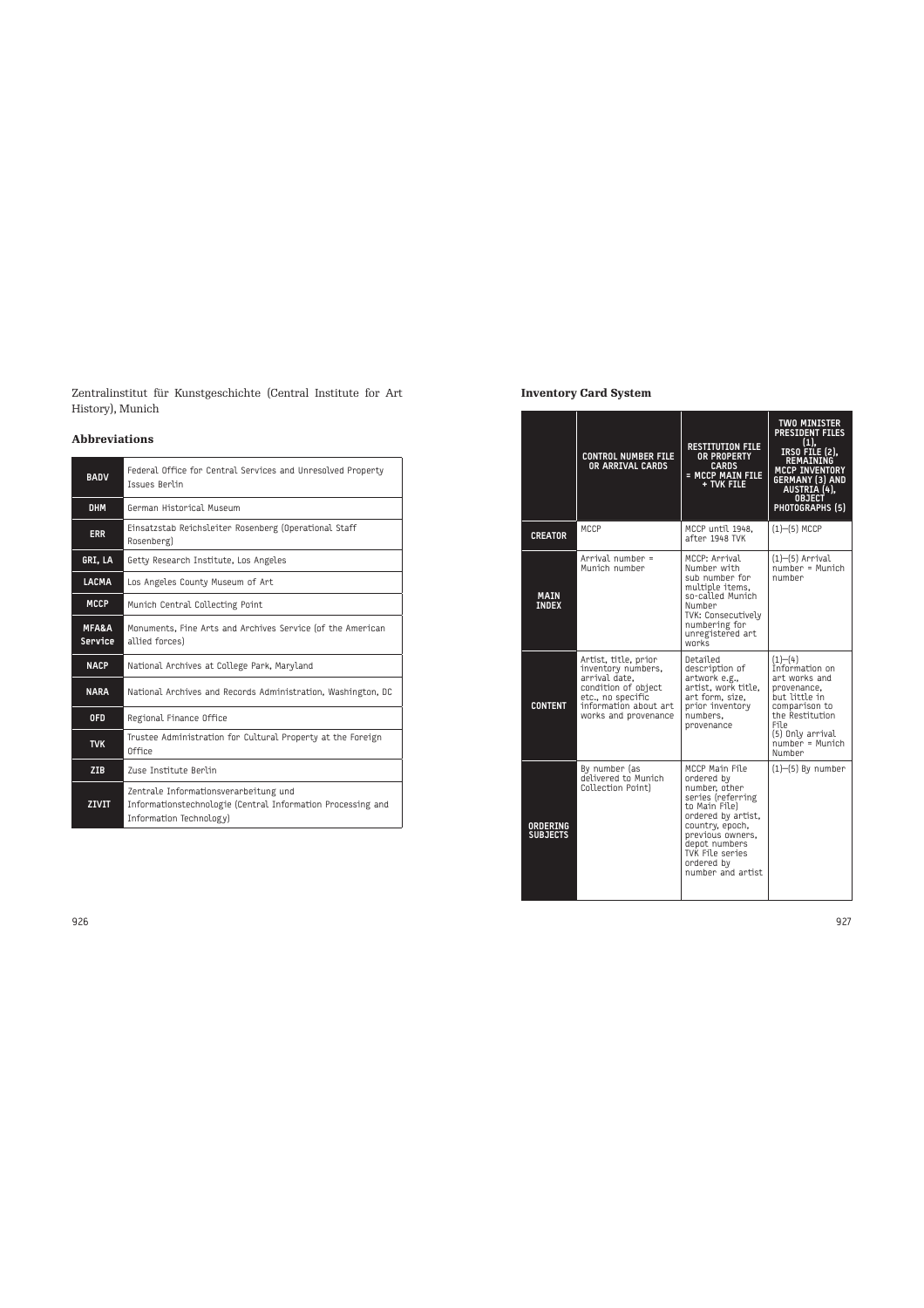Zentralinstitut für Kunstgeschichte (Central Institute for Art History), Munich

### Abbreviations

| | |
|---|---|
| **BADV** | Federal Office for Central Services and Unresolved Property Issues Berlin |
| **DHM** | German Historical Museum |
| **ERR** | Einsatzstab Reichsleiter Rosenberg (Operational Staff Rosenberg) |
| **GRI, LA** | Getty Research Institute, Los Angeles |
| **LACMA** | Los Angeles County Museum of Art |
| **MCCP** | Munich Central Collecting Point |
| **MFA&A Service** | Monuments, Fine Arts and Archives Service (of the American allied forces) |
| **NACP** | National Archives at College Park, Maryland |
| **NARA** | National Archives and Records Administration, Washington, DC |
| **OFD** | Regional Finance Office |
| **TVK** | Trustee Administration for Cultural Property at the Foreign Office |
| **ZIB** | Zuse Institute Berlin |
| **ZIVIT** | Zentrale Informationsverarbeitung und Informationstechnologie (Central Information Processing and Information Technology) |

### Inventory Card System

| | CONTROL NUMBER FILE OR ARRIVAL CARDS | RESTITUTION FILE OR PROPERTY CARDS = MCCP MAIN FILE + TVK FILE | TWO MINISTER PRESIDENT FILES (1), IRSO FILE (2), REMAINING MCCP INVENTORY GERMANY (3) AND AUSTRIA (4), OBJECT PHOTOGRAPHS (5) |
|---|---|---|---|
| **CREATOR** | MCCP | MCCP until 1948, after 1948 TVK | (1)–(5) MCCP |
| **MAIN INDEX** | Arrival number = Munich number | MCCP: Arrival Number with sub number for multiple items, so-called Munich Number TVK: Consecutively numbering for unregistered art works | (1)–(5) Arrival number = Munich number |
| **CONTENT** | Artist, title, prior inventory numbers, arrival date, condition of object etc., no specific information about art works and provenance | Detailed description of artwork e.g., artist, work title, art form, size, prior inventory numbers, provenance | (1)–(4) Information on art works and provenance, but little in comparison to the Restitution File (5) Only arrival number = Munich Number |
| **ORDERING SUBJECTS** | By number (as delivered to Munich Collection Point) | MCCP Main File ordered by number, other series (referring to Main File) ordered by artist, country, epoch, previous owners, depot numbers TVK File series ordered by number and artist | (1)–(5) By number |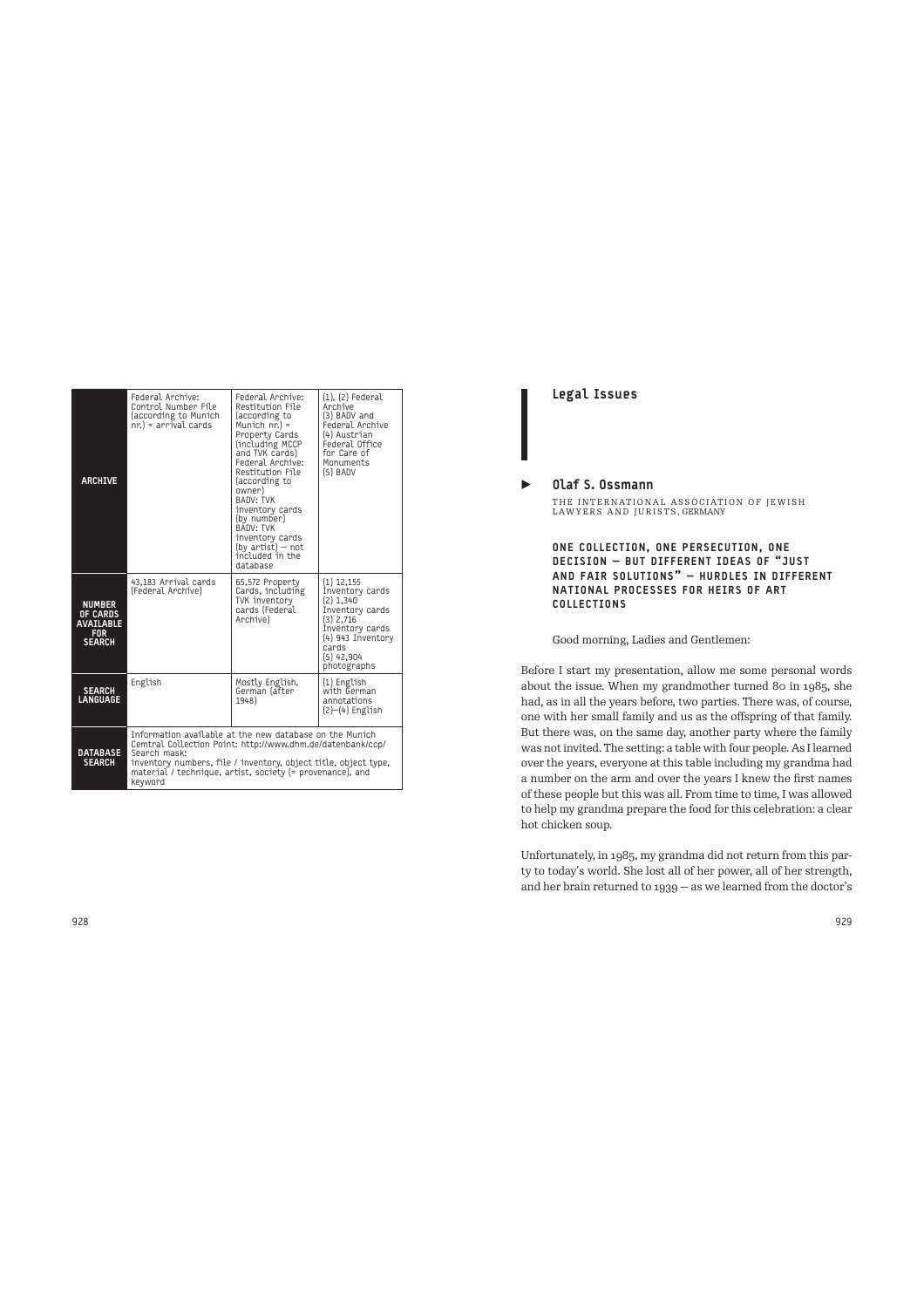| | | | |
|---|---|---|---|
| **ARCHIVE** | Federal Archive: Control Number File (according to Munich nr.) = arrival cards | Federal Archive: Restitution File (according to Munich nr.) = Property Cards (including MCCP and TVK cards) Federal Archive: Restitution File (according to owner) BADV: TVK inventory cards (by number) BADV: TVK inventory cards (by artist) — not included in the database | (1), (2) Federal Archive (3) BADV and Federal Archive (4) Austrian Federal Office for Care of Monuments (5) BADV |
| **NUMBER OF CARDS AVAILABLE FOR SEARCH** | 43,183 Arrival cards (Federal Archive) | 65,572 Property Cards, including TVK inventory cards (Federal Archive) | (1) 12,155 Inventory cards (2) 1,340 Inventory cards (3) 2,716 Inventory cards (4) 943 Inventory cards (5) 42,904 photographs |
| **SEARCH LANGUAGE** | English | Mostly English, German (after 1948) | (1) English with German annotations (2)–(4) English |
| **DATABASE SEARCH** | Information available at the new database on the Munich Central Collection Point: http://www.dhm.de/datenbank/ccp/ Search mask: inventory numbers, file / inventory, object title, object type, material / technique, artist, society (= provenance), and keyword | | |

## Legal Issues

### Olaf S. Ossmann

THE INTERNATIONAL ASSOCIATION OF JEWISH LAWYERS AND JURISTS, GERMANY

#### ONE COLLECTION, ONE PERSECUTION, ONE DECISION — BUT DIFFERENT IDEAS OF "JUST AND FAIR SOLUTIONS" — HURDLES IN DIFFERENT NATIONAL PROCESSES FOR HEIRS OF ART COLLECTIONS

Good morning, Ladies and Gentlemen:

Before I start my presentation, allow me some personal words about the issue. When my grandmother turned 80 in 1985, she had, as in all the years before, two parties. There was, of course, one with her small family and us as the offspring of that family. But there was, on the same day, another party where the family was not invited. The setting: a table with four people. As I learned over the years, everyone at this table including my grandma had a number on the arm and over the years I knew the first names of these people but this was all. From time to time, I was allowed to help my grandma prepare the food for this celebration: a clear hot chicken soup.

Unfortunately, in 1985, my grandma did not return from this party to today's world. She lost all of her power, all of her strength, and her brain returned to 1939 — as we learned from the doctor's